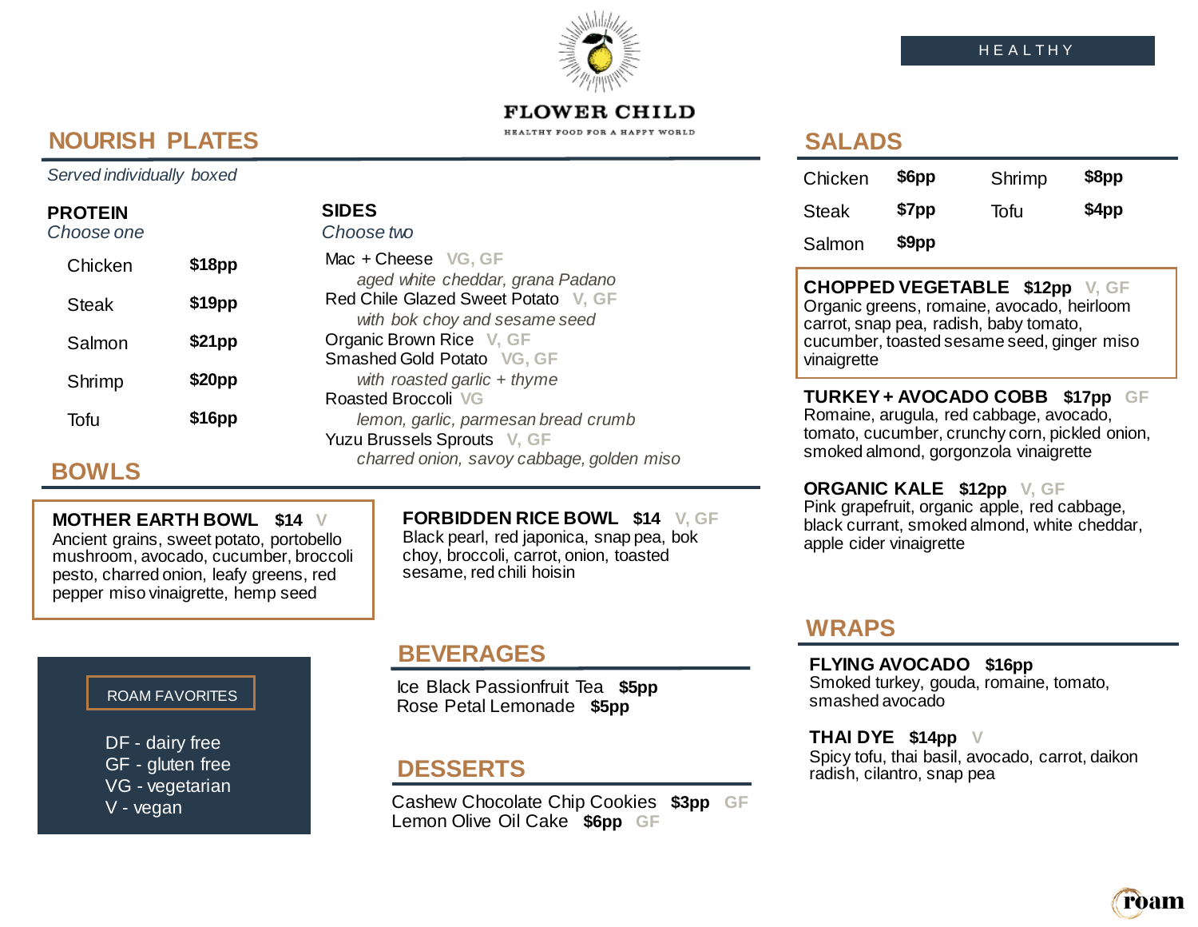# FLOWER CHILD

HEALTHY FOOD FOR A HAPPY WORLD

HEALTHY

## NOURISH PLATES

*Served individually boxed*

### PROTEIN
*Choose one*

| Protein | Price |
|---|---|
| Chicken | **$18pp** |
| Steak | **$19pp** |
| Salmon | **$21pp** |
| Shrimp | **$20pp** |
| Tofu | **$16pp** |

### SIDES
*Choose two*

Mac + Cheese VG, GF
*aged white cheddar, grana Padano*

Red Chile Glazed Sweet Potato V, GF
*with bok choy and sesame seed*

Organic Brown Rice V, GF

Smashed Gold Potato VG, GF
*with roasted garlic + thyme*

Roasted Broccoli VG
*lemon, garlic, parmesan bread crumb*

Yuzu Brussels Sprouts V, GF
*charred onion, savoy cabbage, golden miso*

## BOWLS

**MOTHER EARTH BOWL** **$14** V
Ancient grains, sweet potato, portobello mushroom, avocado, cucumber, broccoli pesto, charred onion, leafy greens, red pepper miso vinaigrette, hemp seed

**FORBIDDEN RICE BOWL** **$14** V, GF
Black pearl, red japonica, snap pea, bok choy, broccoli, carrot, onion, toasted sesame, red chili hoisin

ROAM FAVORITES

- DF - dairy free
- GF - gluten free
- VG - vegetarian
- V - vegan

## BEVERAGES

Ice Black Passionfruit Tea **$5pp**
Rose Petal Lemonade **$5pp**

## DESSERTS

Cashew Chocolate Chip Cookies **$3pp** GF
Lemon Olive Oil Cake **$6pp** GF

## SALADS

| | | | |
|---|---|---|---|
| Chicken | **$6pp** | Shrimp | **$8pp** |
| Steak | **$7pp** | Tofu | **$4pp** |
| Salmon | **$9pp** | | |

**CHOPPED VEGETABLE** **$12pp** V, GF
Organic greens, romaine, avocado, heirloom carrot, snap pea, radish, baby tomato, cucumber, toasted sesame seed, ginger miso vinaigrette

**TURKEY + AVOCADO COBB** **$17pp** GF
Romaine, arugula, red cabbage, avocado, tomato, cucumber, crunchy corn, pickled onion, smoked almond, gorgonzola vinaigrette

**ORGANIC KALE** **$12pp** V, GF
Pink grapefruit, organic apple, red cabbage, black currant, smoked almond, white cheddar, apple cider vinaigrette

## WRAPS

**FLYING AVOCADO** **$16pp**
Smoked turkey, gouda, romaine, tomato, smashed avocado

**THAI DYE** **$14pp** V
Spicy tofu, thai basil, avocado, carrot, daikon radish, cilantro, snap pea

roam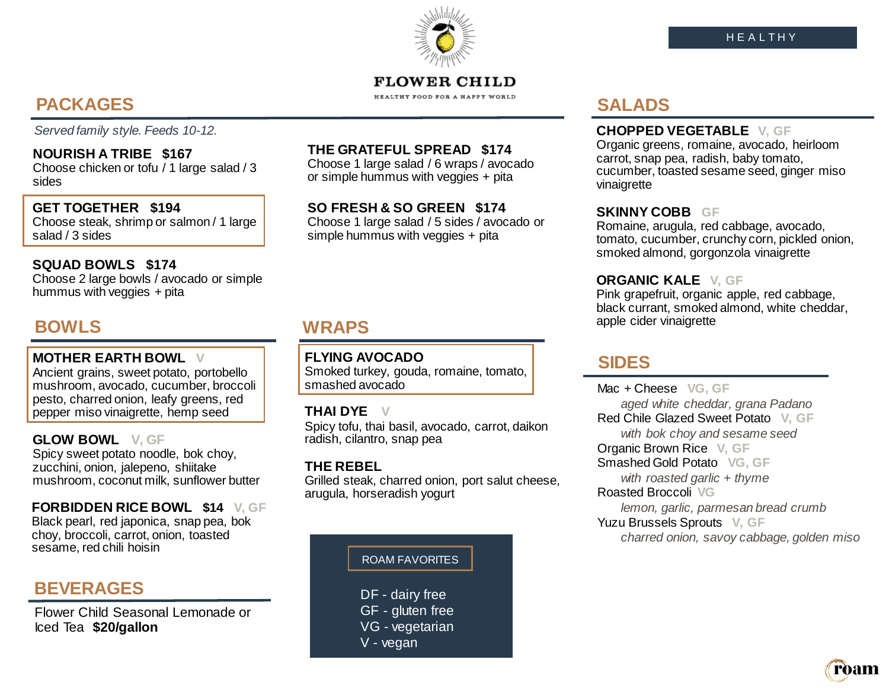FLOWER CHILD

HEALTHY FOOD FOR A HAPPY WORLD

HEALTHY

## PACKAGES

*Served family style. Feeds 10-12.*

**NOURISH A TRIBE $167**
Choose chicken or tofu / 1 large salad / 3 sides

**GET TOGETHER $194**
Choose steak, shrimp or salmon / 1 large salad / 3 sides

**SQUAD BOWLS $174**
Choose 2 large bowls / avocado or simple hummus with veggies + pita

**THE GRATEFUL SPREAD $174**
Choose 1 large salad / 6 wraps / avocado or simple hummus with veggies + pita

**SO FRESH & SO GREEN $174**
Choose 1 large salad / 5 sides / avocado or simple hummus with veggies + pita

## BOWLS

**MOTHER EARTH BOWL** V
Ancient grains, sweet potato, portobello mushroom, avocado, cucumber, broccoli pesto, charred onion, leafy greens, red pepper miso vinaigrette, hemp seed

**GLOW BOWL** V, GF
Spicy sweet potato noodle, bok choy, zucchini, onion, jalepeno, shiitake mushroom, coconut milk, sunflower butter

**FORBIDDEN RICE BOWL $14** V, GF
Black pearl, red japonica, snap pea, bok choy, broccoli, carrot, onion, toasted sesame, red chili hoisin

## BEVERAGES

Flower Child Seasonal Lemonade or Iced Tea **$20/gallon**

## WRAPS

**FLYING AVOCADO**
Smoked turkey, gouda, romaine, tomato, smashed avocado

**THAI DYE** V
Spicy tofu, thai basil, avocado, carrot, daikon radish, cilantro, snap pea

**THE REBEL**
Grilled steak, charred onion, port salut cheese, arugula, horseradish yogurt

ROAM FAVORITES

- DF - dairy free
- GF - gluten free
- VG - vegetarian
- V - vegan

## SALADS

**CHOPPED VEGETABLE** V, GF
Organic greens, romaine, avocado, heirloom carrot, snap pea, radish, baby tomato, cucumber, toasted sesame seed, ginger miso vinaigrette

**SKINNY COBB** GF
Romaine, arugula, red cabbage, avocado, tomato, cucumber, crunchy corn, pickled onion, smoked almond, gorgonzola vinaigrette

**ORGANIC KALE** V, GF
Pink grapefruit, organic apple, red cabbage, black currant, smoked almond, white cheddar, apple cider vinaigrette

## SIDES

Mac + Cheese VG, GF
*aged white cheddar, grana Padano*

Red Chile Glazed Sweet Potato V, GF
*with bok choy and sesame seed*

Organic Brown Rice V, GF

Smashed Gold Potato VG, GF
*with roasted garlic + thyme*

Roasted Broccoli VG
*lemon, garlic, parmesan bread crumb*

Yuzu Brussels Sprouts V, GF
*charred onion, savoy cabbage, golden miso*

roam